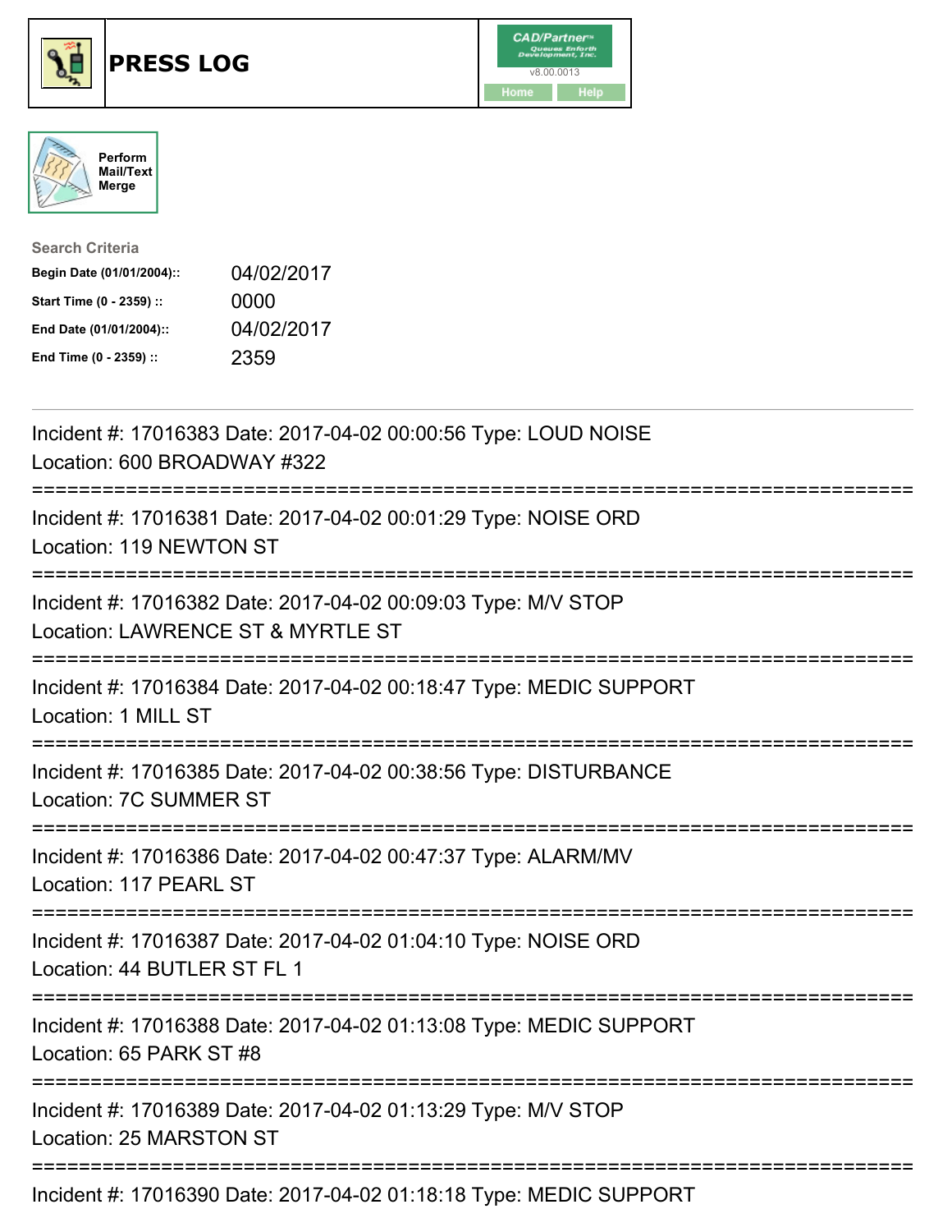# PRESS LOG

CAD/Partner
v8.00.0013
Home | Help

Perform Mail/Text Merge

**Search Criteria**

| | |
|---|---|
| Begin Date (01/01/2004):: | 04/02/2017 |
| Start Time (0 - 2359) :: | 0000 |
| End Date (01/01/2004):: | 04/02/2017 |
| End Time (0 - 2359) :: | 2359 |

Incident #: 17016383 Date: 2017-04-02 00:00:56 Type: LOUD NOISE
Location: 600 BROADWAY #322

===========================================================================

Incident #: 17016381 Date: 2017-04-02 00:01:29 Type: NOISE ORD
Location: 119 NEWTON ST

===========================================================================

Incident #: 17016382 Date: 2017-04-02 00:09:03 Type: M/V STOP
Location: LAWRENCE ST & MYRTLE ST

===========================================================================

Incident #: 17016384 Date: 2017-04-02 00:18:47 Type: MEDIC SUPPORT
Location: 1 MILL ST

===========================================================================

Incident #: 17016385 Date: 2017-04-02 00:38:56 Type: DISTURBANCE
Location: 7C SUMMER ST

===========================================================================

Incident #: 17016386 Date: 2017-04-02 00:47:37 Type: ALARM/MV
Location: 117 PEARL ST

===========================================================================

Incident #: 17016387 Date: 2017-04-02 01:04:10 Type: NOISE ORD
Location: 44 BUTLER ST FL 1

===========================================================================

Incident #: 17016388 Date: 2017-04-02 01:13:08 Type: MEDIC SUPPORT
Location: 65 PARK ST #8

===========================================================================

Incident #: 17016389 Date: 2017-04-02 01:13:29 Type: M/V STOP
Location: 25 MARSTON ST

===========================================================================

Incident #: 17016390 Date: 2017-04-02 01:18:18 Type: MEDIC SUPPORT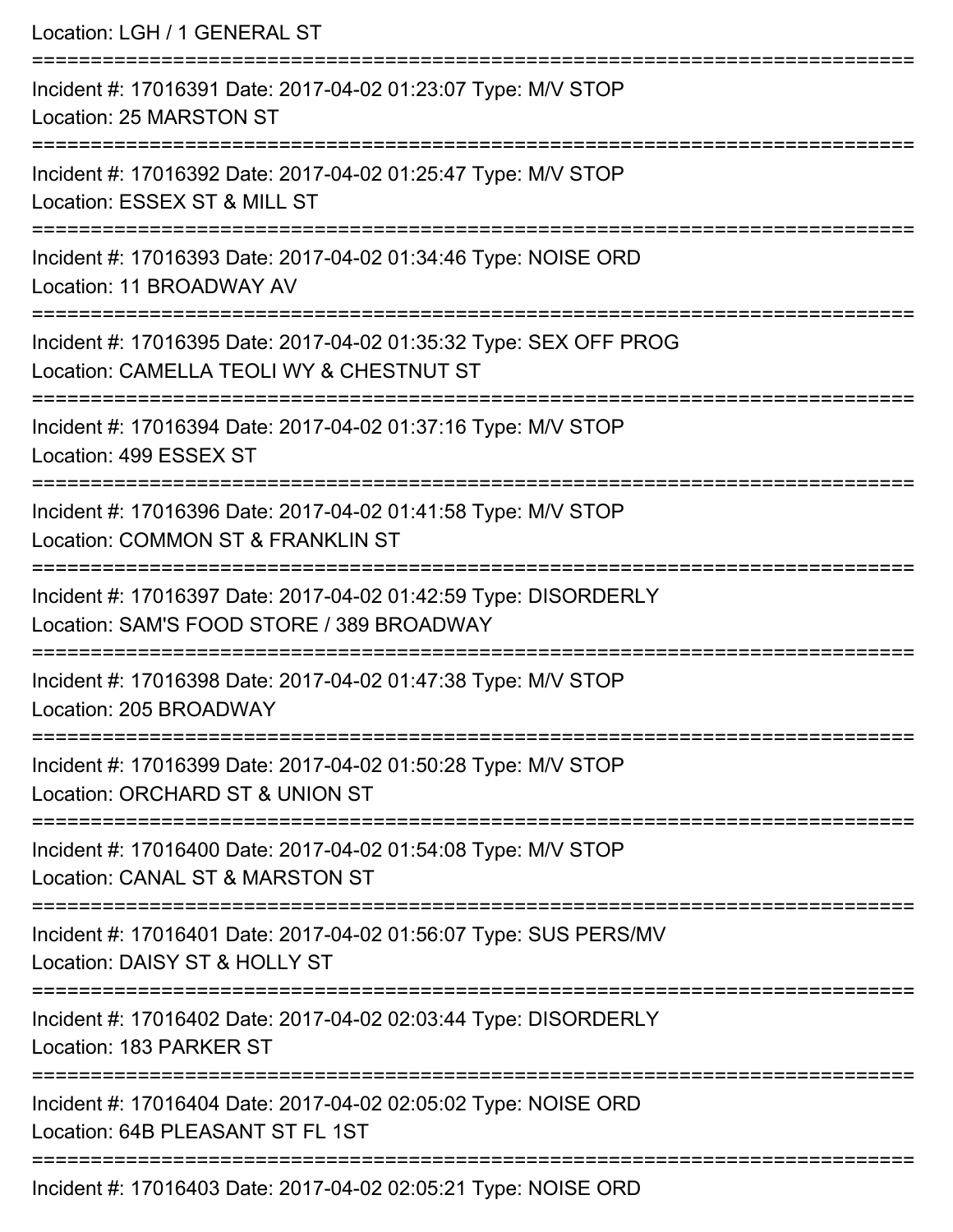Location: LGH / 1 GENERAL ST

===========================================================================

Incident #: 17016391 Date: 2017-04-02 01:23:07 Type: M/V STOP
Location: 25 MARSTON ST

===========================================================================

Incident #: 17016392 Date: 2017-04-02 01:25:47 Type: M/V STOP
Location: ESSEX ST & MILL ST

===========================================================================

Incident #: 17016393 Date: 2017-04-02 01:34:46 Type: NOISE ORD
Location: 11 BROADWAY AV

===========================================================================

Incident #: 17016395 Date: 2017-04-02 01:35:32 Type: SEX OFF PROG
Location: CAMELLA TEOLI WY & CHESTNUT ST

===========================================================================

Incident #: 17016394 Date: 2017-04-02 01:37:16 Type: M/V STOP
Location: 499 ESSEX ST

===========================================================================

Incident #: 17016396 Date: 2017-04-02 01:41:58 Type: M/V STOP
Location: COMMON ST & FRANKLIN ST

===========================================================================

Incident #: 17016397 Date: 2017-04-02 01:42:59 Type: DISORDERLY
Location: SAM'S FOOD STORE / 389 BROADWAY

===========================================================================

Incident #: 17016398 Date: 2017-04-02 01:47:38 Type: M/V STOP
Location: 205 BROADWAY

===========================================================================

Incident #: 17016399 Date: 2017-04-02 01:50:28 Type: M/V STOP
Location: ORCHARD ST & UNION ST

===========================================================================

Incident #: 17016400 Date: 2017-04-02 01:54:08 Type: M/V STOP
Location: CANAL ST & MARSTON ST

===========================================================================

Incident #: 17016401 Date: 2017-04-02 01:56:07 Type: SUS PERS/MV
Location: DAISY ST & HOLLY ST

===========================================================================

Incident #: 17016402 Date: 2017-04-02 02:03:44 Type: DISORDERLY
Location: 183 PARKER ST

===========================================================================

Incident #: 17016404 Date: 2017-04-02 02:05:02 Type: NOISE ORD
Location: 64B PLEASANT ST FL 1ST

===========================================================================

Incident #: 17016403 Date: 2017-04-02 02:05:21 Type: NOISE ORD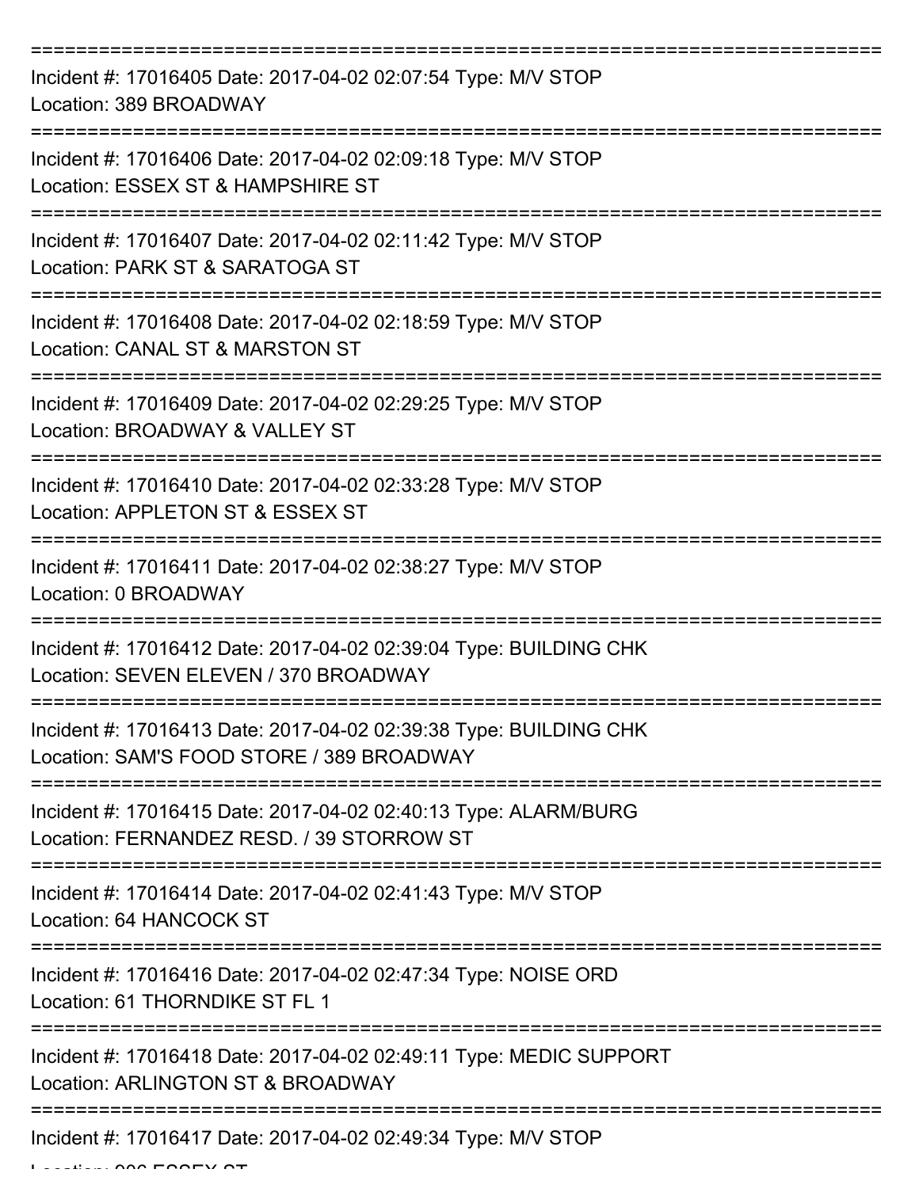Incident #: 17016405 Date: 2017-04-02 02:07:54 Type: M/V STOP
Location: 389 BROADWAY

Incident #: 17016406 Date: 2017-04-02 02:09:18 Type: M/V STOP
Location: ESSEX ST & HAMPSHIRE ST

Incident #: 17016407 Date: 2017-04-02 02:11:42 Type: M/V STOP
Location: PARK ST & SARATOGA ST

Incident #: 17016408 Date: 2017-04-02 02:18:59 Type: M/V STOP
Location: CANAL ST & MARSTON ST

Incident #: 17016409 Date: 2017-04-02 02:29:25 Type: M/V STOP
Location: BROADWAY & VALLEY ST

Incident #: 17016410 Date: 2017-04-02 02:33:28 Type: M/V STOP
Location: APPLETON ST & ESSEX ST

Incident #: 17016411 Date: 2017-04-02 02:38:27 Type: M/V STOP
Location: 0 BROADWAY

Incident #: 17016412 Date: 2017-04-02 02:39:04 Type: BUILDING CHK
Location: SEVEN ELEVEN / 370 BROADWAY

Incident #: 17016413 Date: 2017-04-02 02:39:38 Type: BUILDING CHK
Location: SAM'S FOOD STORE / 389 BROADWAY

Incident #: 17016415 Date: 2017-04-02 02:40:13 Type: ALARM/BURG
Location: FERNANDEZ RESD. / 39 STORROW ST

Incident #: 17016414 Date: 2017-04-02 02:41:43 Type: M/V STOP
Location: 64 HANCOCK ST

Incident #: 17016416 Date: 2017-04-02 02:47:34 Type: NOISE ORD
Location: 61 THORNDIKE ST FL 1

Incident #: 17016418 Date: 2017-04-02 02:49:11 Type: MEDIC SUPPORT
Location: ARLINGTON ST & BROADWAY

Incident #: 17016417 Date: 2017-04-02 02:49:34 Type: M/V STOP
Location: 206 ESSEX ST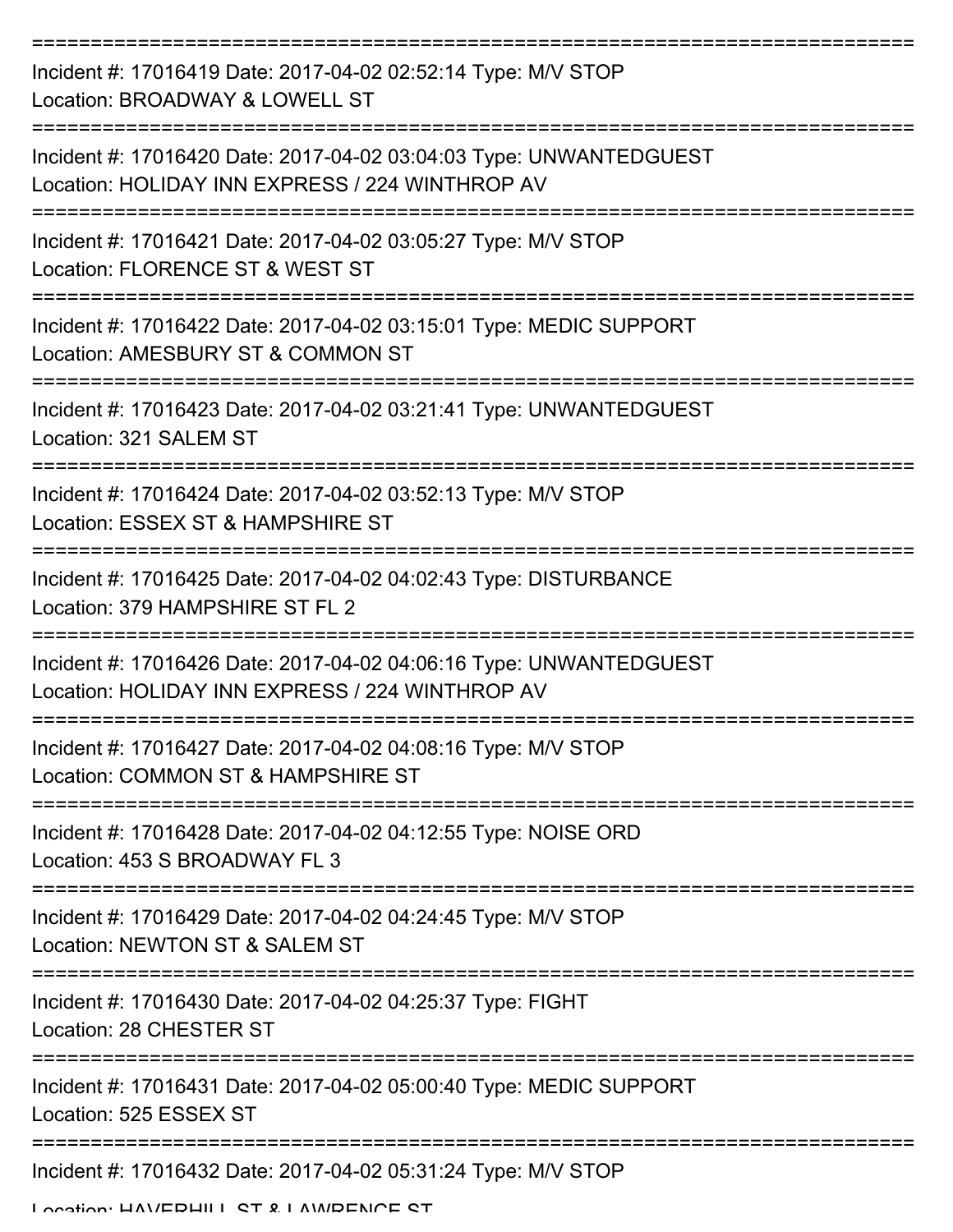===========================================================================

Incident #: 17016419 Date: 2017-04-02 02:52:14 Type: M/V STOP
Location: BROADWAY & LOWELL ST

===========================================================================

Incident #: 17016420 Date: 2017-04-02 03:04:03 Type: UNWANTEDGUEST
Location: HOLIDAY INN EXPRESS / 224 WINTHROP AV

===========================================================================

Incident #: 17016421 Date: 2017-04-02 03:05:27 Type: M/V STOP
Location: FLORENCE ST & WEST ST

===========================================================================

Incident #: 17016422 Date: 2017-04-02 03:15:01 Type: MEDIC SUPPORT
Location: AMESBURY ST & COMMON ST

===========================================================================

Incident #: 17016423 Date: 2017-04-02 03:21:41 Type: UNWANTEDGUEST
Location: 321 SALEM ST

===========================================================================

Incident #: 17016424 Date: 2017-04-02 03:52:13 Type: M/V STOP
Location: ESSEX ST & HAMPSHIRE ST

===========================================================================

Incident #: 17016425 Date: 2017-04-02 04:02:43 Type: DISTURBANCE
Location: 379 HAMPSHIRE ST FL 2

===========================================================================

Incident #: 17016426 Date: 2017-04-02 04:06:16 Type: UNWANTEDGUEST
Location: HOLIDAY INN EXPRESS / 224 WINTHROP AV

===========================================================================

Incident #: 17016427 Date: 2017-04-02 04:08:16 Type: M/V STOP
Location: COMMON ST & HAMPSHIRE ST

===========================================================================

Incident #: 17016428 Date: 2017-04-02 04:12:55 Type: NOISE ORD
Location: 453 S BROADWAY FL 3

===========================================================================

Incident #: 17016429 Date: 2017-04-02 04:24:45 Type: M/V STOP
Location: NEWTON ST & SALEM ST

===========================================================================

Incident #: 17016430 Date: 2017-04-02 04:25:37 Type: FIGHT
Location: 28 CHESTER ST

===========================================================================

Incident #: 17016431 Date: 2017-04-02 05:00:40 Type: MEDIC SUPPORT
Location: 525 ESSEX ST

===========================================================================

Incident #: 17016432 Date: 2017-04-02 05:31:24 Type: M/V STOP
Location: HAVERHILL ST & LAWRENCE ST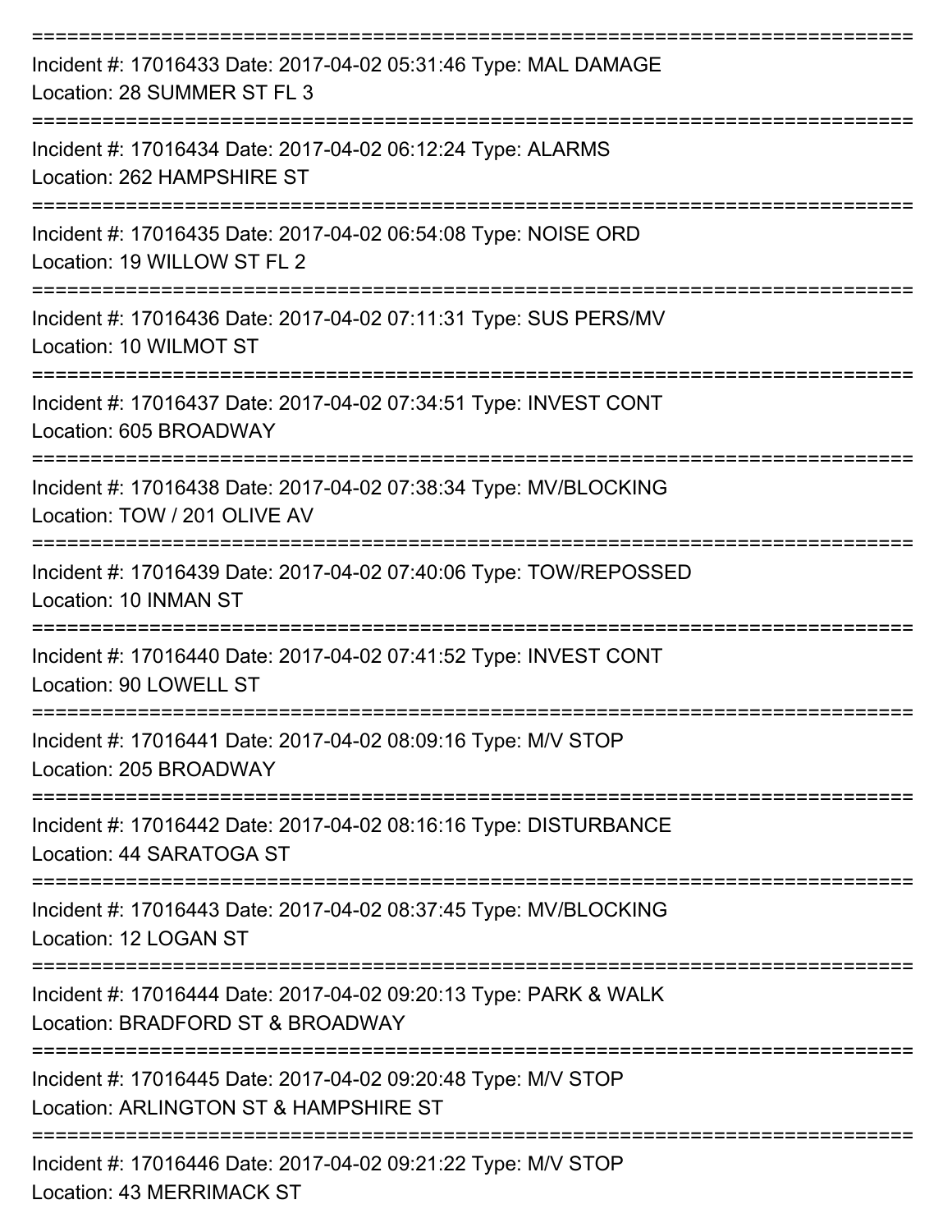==============================================================================

Incident #: 17016433 Date: 2017-04-02 05:31:46 Type: MAL DAMAGE
Location: 28 SUMMER ST FL 3

==============================================================================

Incident #: 17016434 Date: 2017-04-02 06:12:24 Type: ALARMS
Location: 262 HAMPSHIRE ST

==============================================================================

Incident #: 17016435 Date: 2017-04-02 06:54:08 Type: NOISE ORD
Location: 19 WILLOW ST FL 2

==============================================================================

Incident #: 17016436 Date: 2017-04-02 07:11:31 Type: SUS PERS/MV
Location: 10 WILMOT ST

==============================================================================

Incident #: 17016437 Date: 2017-04-02 07:34:51 Type: INVEST CONT
Location: 605 BROADWAY

==============================================================================

Incident #: 17016438 Date: 2017-04-02 07:38:34 Type: MV/BLOCKING
Location: TOW / 201 OLIVE AV

==============================================================================

Incident #: 17016439 Date: 2017-04-02 07:40:06 Type: TOW/REPOSSED
Location: 10 INMAN ST

==============================================================================

Incident #: 17016440 Date: 2017-04-02 07:41:52 Type: INVEST CONT
Location: 90 LOWELL ST

==============================================================================

Incident #: 17016441 Date: 2017-04-02 08:09:16 Type: M/V STOP
Location: 205 BROADWAY

==============================================================================

Incident #: 17016442 Date: 2017-04-02 08:16:16 Type: DISTURBANCE
Location: 44 SARATOGA ST

==============================================================================

Incident #: 17016443 Date: 2017-04-02 08:37:45 Type: MV/BLOCKING
Location: 12 LOGAN ST

==============================================================================

Incident #: 17016444 Date: 2017-04-02 09:20:13 Type: PARK & WALK
Location: BRADFORD ST & BROADWAY

==============================================================================

Incident #: 17016445 Date: 2017-04-02 09:20:48 Type: M/V STOP
Location: ARLINGTON ST & HAMPSHIRE ST

==============================================================================

Incident #: 17016446 Date: 2017-04-02 09:21:22 Type: M/V STOP
Location: 43 MERRIMACK ST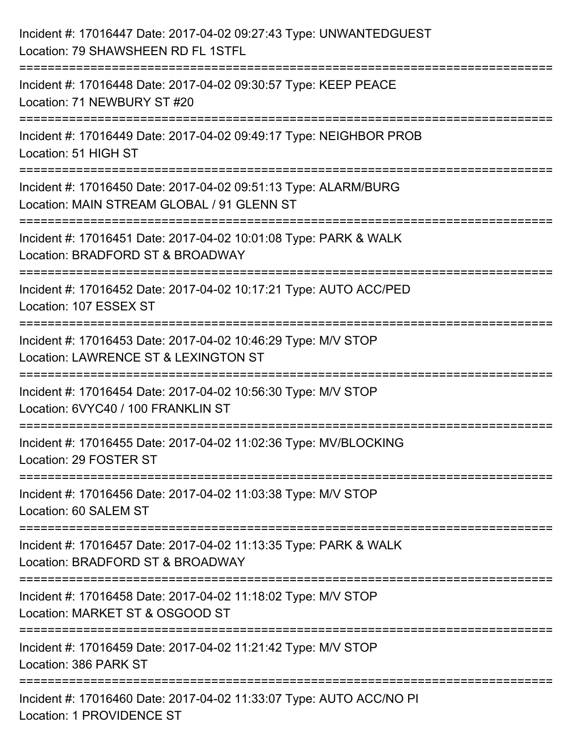Incident #: 17016447 Date: 2017-04-02 09:27:43 Type: UNWANTEDGUEST
Location: 79 SHAWSHEEN RD FL 1STFL

===========================================================================

Incident #: 17016448 Date: 2017-04-02 09:30:57 Type: KEEP PEACE
Location: 71 NEWBURY ST #20

===========================================================================

Incident #: 17016449 Date: 2017-04-02 09:49:17 Type: NEIGHBOR PROB
Location: 51 HIGH ST

===========================================================================

Incident #: 17016450 Date: 2017-04-02 09:51:13 Type: ALARM/BURG
Location: MAIN STREAM GLOBAL / 91 GLENN ST

===========================================================================

Incident #: 17016451 Date: 2017-04-02 10:01:08 Type: PARK & WALK
Location: BRADFORD ST & BROADWAY

===========================================================================

Incident #: 17016452 Date: 2017-04-02 10:17:21 Type: AUTO ACC/PED
Location: 107 ESSEX ST

===========================================================================

Incident #: 17016453 Date: 2017-04-02 10:46:29 Type: M/V STOP
Location: LAWRENCE ST & LEXINGTON ST

===========================================================================

Incident #: 17016454 Date: 2017-04-02 10:56:30 Type: M/V STOP
Location: 6VYC40 / 100 FRANKLIN ST

===========================================================================

Incident #: 17016455 Date: 2017-04-02 11:02:36 Type: MV/BLOCKING
Location: 29 FOSTER ST

===========================================================================

Incident #: 17016456 Date: 2017-04-02 11:03:38 Type: M/V STOP
Location: 60 SALEM ST

===========================================================================

Incident #: 17016457 Date: 2017-04-02 11:13:35 Type: PARK & WALK
Location: BRADFORD ST & BROADWAY

===========================================================================

Incident #: 17016458 Date: 2017-04-02 11:18:02 Type: M/V STOP
Location: MARKET ST & OSGOOD ST

===========================================================================

Incident #: 17016459 Date: 2017-04-02 11:21:42 Type: M/V STOP
Location: 386 PARK ST

===========================================================================

Incident #: 17016460 Date: 2017-04-02 11:33:07 Type: AUTO ACC/NO PI
Location: 1 PROVIDENCE ST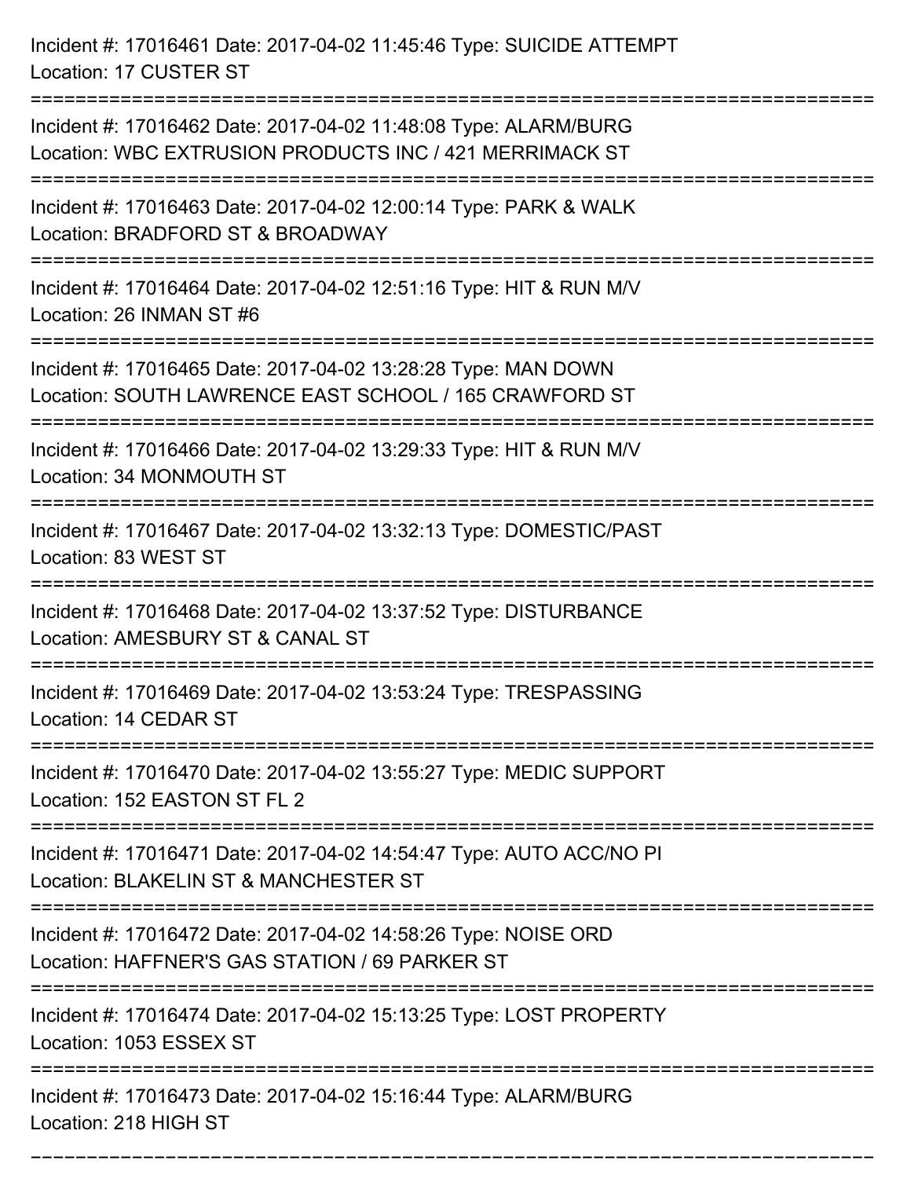Incident #: 17016461 Date: 2017-04-02 11:45:46 Type: SUICIDE ATTEMPT
Location: 17 CUSTER ST

===========================================================================

Incident #: 17016462 Date: 2017-04-02 11:48:08 Type: ALARM/BURG
Location: WBC EXTRUSION PRODUCTS INC / 421 MERRIMACK ST

===========================================================================

Incident #: 17016463 Date: 2017-04-02 12:00:14 Type: PARK & WALK
Location: BRADFORD ST & BROADWAY

===========================================================================

Incident #: 17016464 Date: 2017-04-02 12:51:16 Type: HIT & RUN M/V
Location: 26 INMAN ST #6

===========================================================================

Incident #: 17016465 Date: 2017-04-02 13:28:28 Type: MAN DOWN
Location: SOUTH LAWRENCE EAST SCHOOL / 165 CRAWFORD ST

===========================================================================

Incident #: 17016466 Date: 2017-04-02 13:29:33 Type: HIT & RUN M/V
Location: 34 MONMOUTH ST

===========================================================================

Incident #: 17016467 Date: 2017-04-02 13:32:13 Type: DOMESTIC/PAST
Location: 83 WEST ST

===========================================================================

Incident #: 17016468 Date: 2017-04-02 13:37:52 Type: DISTURBANCE
Location: AMESBURY ST & CANAL ST

===========================================================================

Incident #: 17016469 Date: 2017-04-02 13:53:24 Type: TRESPASSING
Location: 14 CEDAR ST

===========================================================================

Incident #: 17016470 Date: 2017-04-02 13:55:27 Type: MEDIC SUPPORT
Location: 152 EASTON ST FL 2

===========================================================================

Incident #: 17016471 Date: 2017-04-02 14:54:47 Type: AUTO ACC/NO PI
Location: BLAKELIN ST & MANCHESTER ST

===========================================================================

Incident #: 17016472 Date: 2017-04-02 14:58:26 Type: NOISE ORD
Location: HAFFNER'S GAS STATION / 69 PARKER ST

===========================================================================

Incident #: 17016474 Date: 2017-04-02 15:13:25 Type: LOST PROPERTY
Location: 1053 ESSEX ST

===========================================================================

Incident #: 17016473 Date: 2017-04-02 15:16:44 Type: ALARM/BURG
Location: 218 HIGH ST

===========================================================================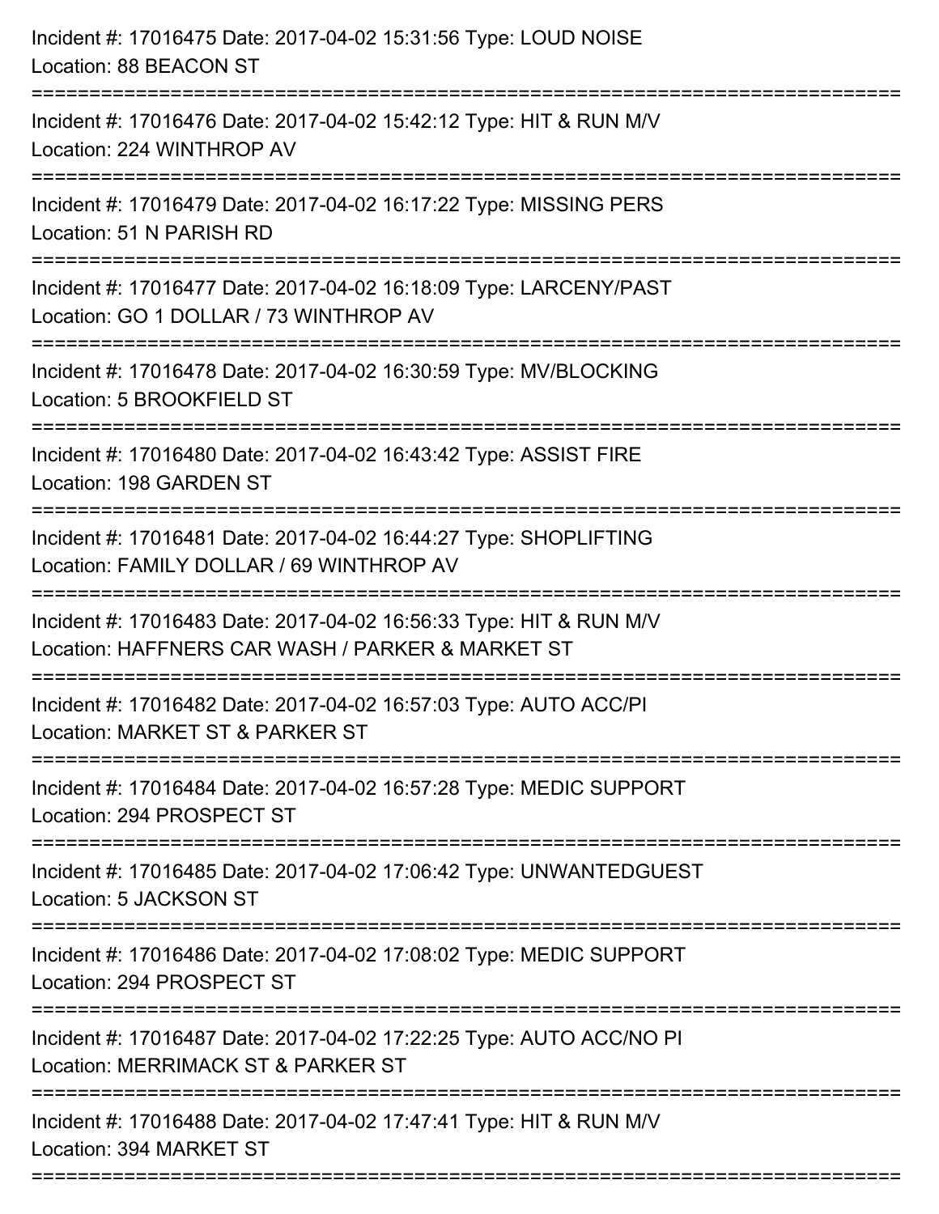Incident #: 17016475 Date: 2017-04-02 15:31:56 Type: LOUD NOISE
Location: 88 BEACON ST

===========================================================================

Incident #: 17016476 Date: 2017-04-02 15:42:12 Type: HIT & RUN M/V
Location: 224 WINTHROP AV

===========================================================================

Incident #: 17016479 Date: 2017-04-02 16:17:22 Type: MISSING PERS
Location: 51 N PARISH RD

===========================================================================

Incident #: 17016477 Date: 2017-04-02 16:18:09 Type: LARCENY/PAST
Location: GO 1 DOLLAR / 73 WINTHROP AV

===========================================================================

Incident #: 17016478 Date: 2017-04-02 16:30:59 Type: MV/BLOCKING
Location: 5 BROOKFIELD ST

===========================================================================

Incident #: 17016480 Date: 2017-04-02 16:43:42 Type: ASSIST FIRE
Location: 198 GARDEN ST

===========================================================================

Incident #: 17016481 Date: 2017-04-02 16:44:27 Type: SHOPLIFTING
Location: FAMILY DOLLAR / 69 WINTHROP AV

===========================================================================

Incident #: 17016483 Date: 2017-04-02 16:56:33 Type: HIT & RUN M/V
Location: HAFFNERS CAR WASH / PARKER & MARKET ST

===========================================================================

Incident #: 17016482 Date: 2017-04-02 16:57:03 Type: AUTO ACC/PI
Location: MARKET ST & PARKER ST

===========================================================================

Incident #: 17016484 Date: 2017-04-02 16:57:28 Type: MEDIC SUPPORT
Location: 294 PROSPECT ST

===========================================================================

Incident #: 17016485 Date: 2017-04-02 17:06:42 Type: UNWANTEDGUEST
Location: 5 JACKSON ST

===========================================================================

Incident #: 17016486 Date: 2017-04-02 17:08:02 Type: MEDIC SUPPORT
Location: 294 PROSPECT ST

===========================================================================

Incident #: 17016487 Date: 2017-04-02 17:22:25 Type: AUTO ACC/NO PI
Location: MERRIMACK ST & PARKER ST

===========================================================================

Incident #: 17016488 Date: 2017-04-02 17:47:41 Type: HIT & RUN M/V
Location: 394 MARKET ST

===========================================================================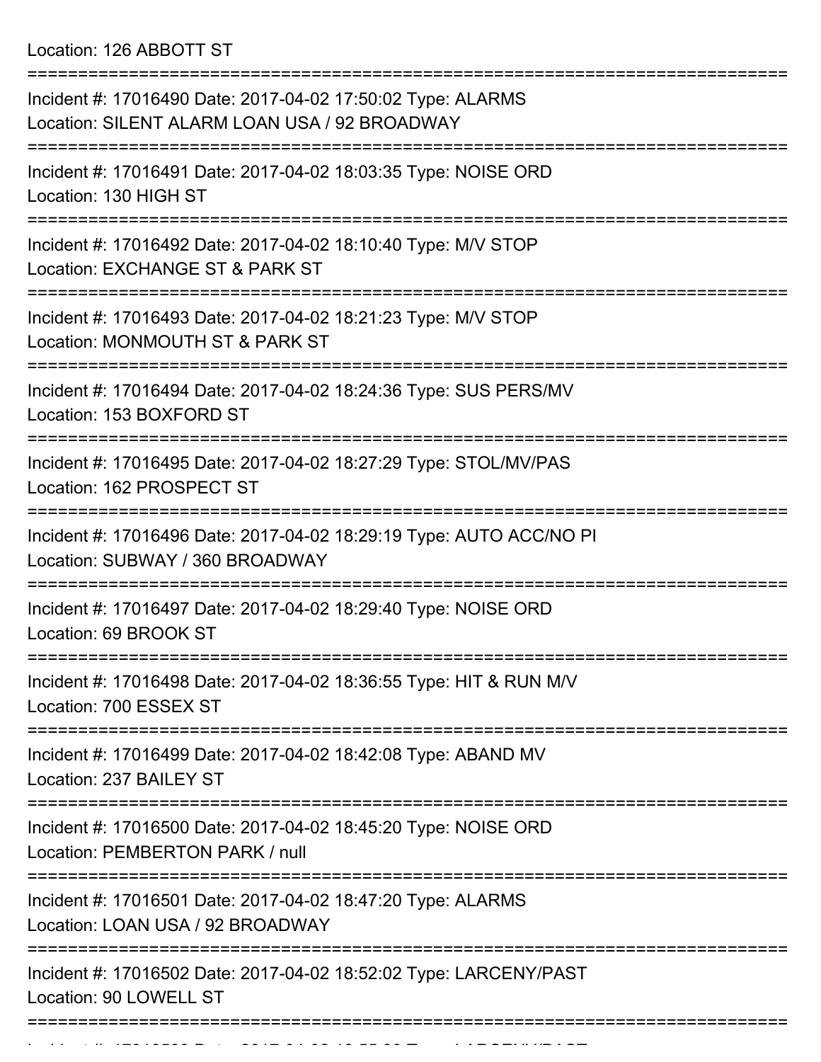Location: 126 ABBOTT ST

===========================================================================

Incident #: 17016490 Date: 2017-04-02 17:50:02 Type: ALARMS
Location: SILENT ALARM LOAN USA / 92 BROADWAY

===========================================================================

Incident #: 17016491 Date: 2017-04-02 18:03:35 Type: NOISE ORD
Location: 130 HIGH ST

===========================================================================

Incident #: 17016492 Date: 2017-04-02 18:10:40 Type: M/V STOP
Location: EXCHANGE ST & PARK ST

===========================================================================

Incident #: 17016493 Date: 2017-04-02 18:21:23 Type: M/V STOP
Location: MONMOUTH ST & PARK ST

===========================================================================

Incident #: 17016494 Date: 2017-04-02 18:24:36 Type: SUS PERS/MV
Location: 153 BOXFORD ST

===========================================================================

Incident #: 17016495 Date: 2017-04-02 18:27:29 Type: STOL/MV/PAS
Location: 162 PROSPECT ST

===========================================================================

Incident #: 17016496 Date: 2017-04-02 18:29:19 Type: AUTO ACC/NO PI
Location: SUBWAY / 360 BROADWAY

===========================================================================

Incident #: 17016497 Date: 2017-04-02 18:29:40 Type: NOISE ORD
Location: 69 BROOK ST

===========================================================================

Incident #: 17016498 Date: 2017-04-02 18:36:55 Type: HIT & RUN M/V
Location: 700 ESSEX ST

===========================================================================

Incident #: 17016499 Date: 2017-04-02 18:42:08 Type: ABAND MV
Location: 237 BAILEY ST

===========================================================================

Incident #: 17016500 Date: 2017-04-02 18:45:20 Type: NOISE ORD
Location: PEMBERTON PARK / null

===========================================================================

Incident #: 17016501 Date: 2017-04-02 18:47:20 Type: ALARMS
Location: LOAN USA / 92 BROADWAY

===========================================================================

Incident #: 17016502 Date: 2017-04-02 18:52:02 Type: LARCENY/PAST
Location: 90 LOWELL ST

===========================================================================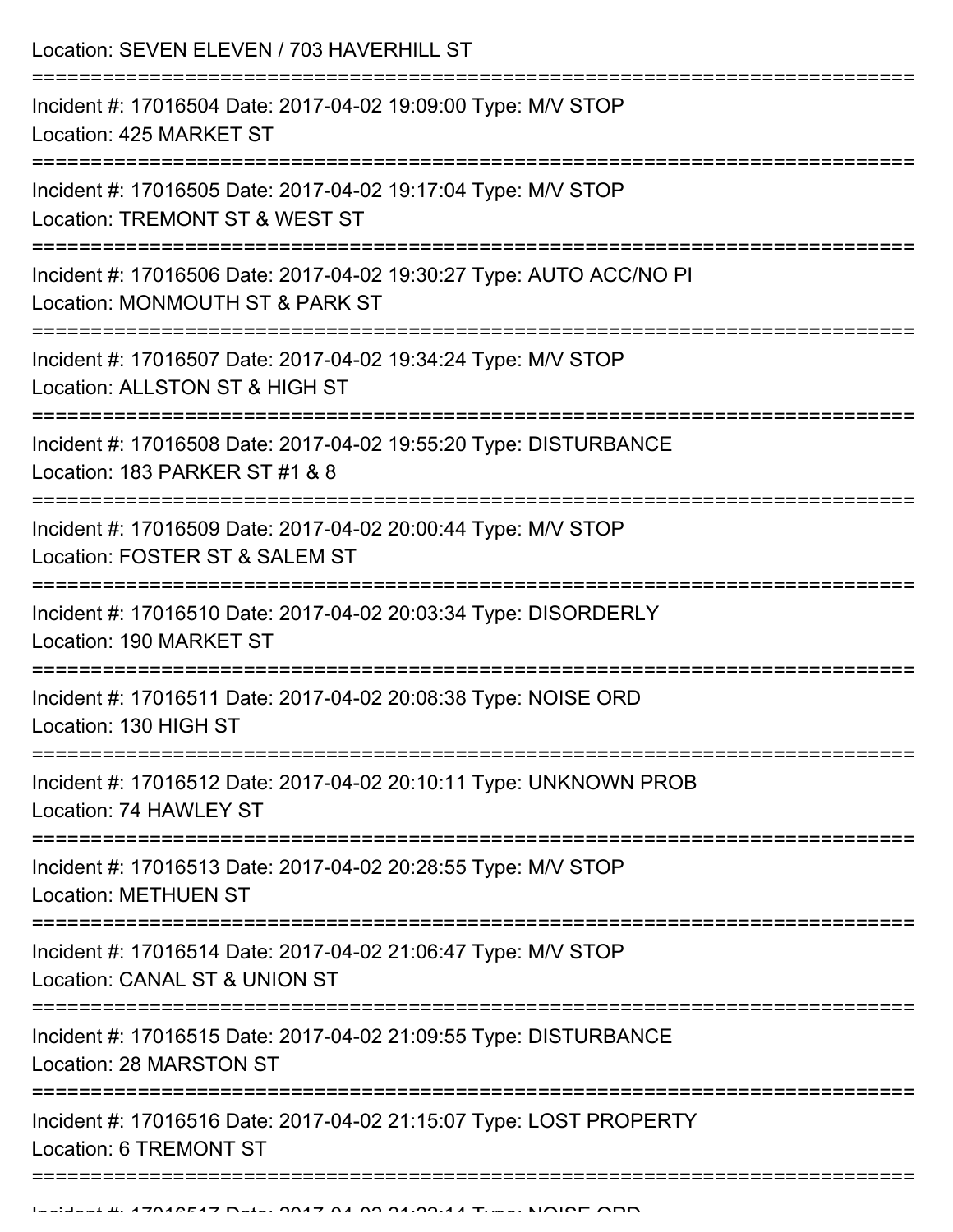Location: SEVEN ELEVEN / 703 HAVERHILL ST

===========================================================================

Incident #: 17016504 Date: 2017-04-02 19:09:00 Type: M/V STOP

Location: 425 MARKET ST

===========================================================================

Incident #: 17016505 Date: 2017-04-02 19:17:04 Type: M/V STOP

Location: TREMONT ST & WEST ST

===========================================================================

Incident #: 17016506 Date: 2017-04-02 19:30:27 Type: AUTO ACC/NO PI

Location: MONMOUTH ST & PARK ST

===========================================================================

Incident #: 17016507 Date: 2017-04-02 19:34:24 Type: M/V STOP

Location: ALLSTON ST & HIGH ST

===========================================================================

Incident #: 17016508 Date: 2017-04-02 19:55:20 Type: DISTURBANCE

Location: 183 PARKER ST #1 & 8

===========================================================================

Incident #: 17016509 Date: 2017-04-02 20:00:44 Type: M/V STOP

Location: FOSTER ST & SALEM ST

===========================================================================

Incident #: 17016510 Date: 2017-04-02 20:03:34 Type: DISORDERLY

Location: 190 MARKET ST

===========================================================================

Incident #: 17016511 Date: 2017-04-02 20:08:38 Type: NOISE ORD

Location: 130 HIGH ST

===========================================================================

Incident #: 17016512 Date: 2017-04-02 20:10:11 Type: UNKNOWN PROB

Location: 74 HAWLEY ST

===========================================================================

Incident #: 17016513 Date: 2017-04-02 20:28:55 Type: M/V STOP

Location: METHUEN ST

===========================================================================

Incident #: 17016514 Date: 2017-04-02 21:06:47 Type: M/V STOP

Location: CANAL ST & UNION ST

===========================================================================

Incident #: 17016515 Date: 2017-04-02 21:09:55 Type: DISTURBANCE

Location: 28 MARSTON ST

===========================================================================

Incident #: 17016516 Date: 2017-04-02 21:15:07 Type: LOST PROPERTY

Location: 6 TREMONT ST

===========================================================================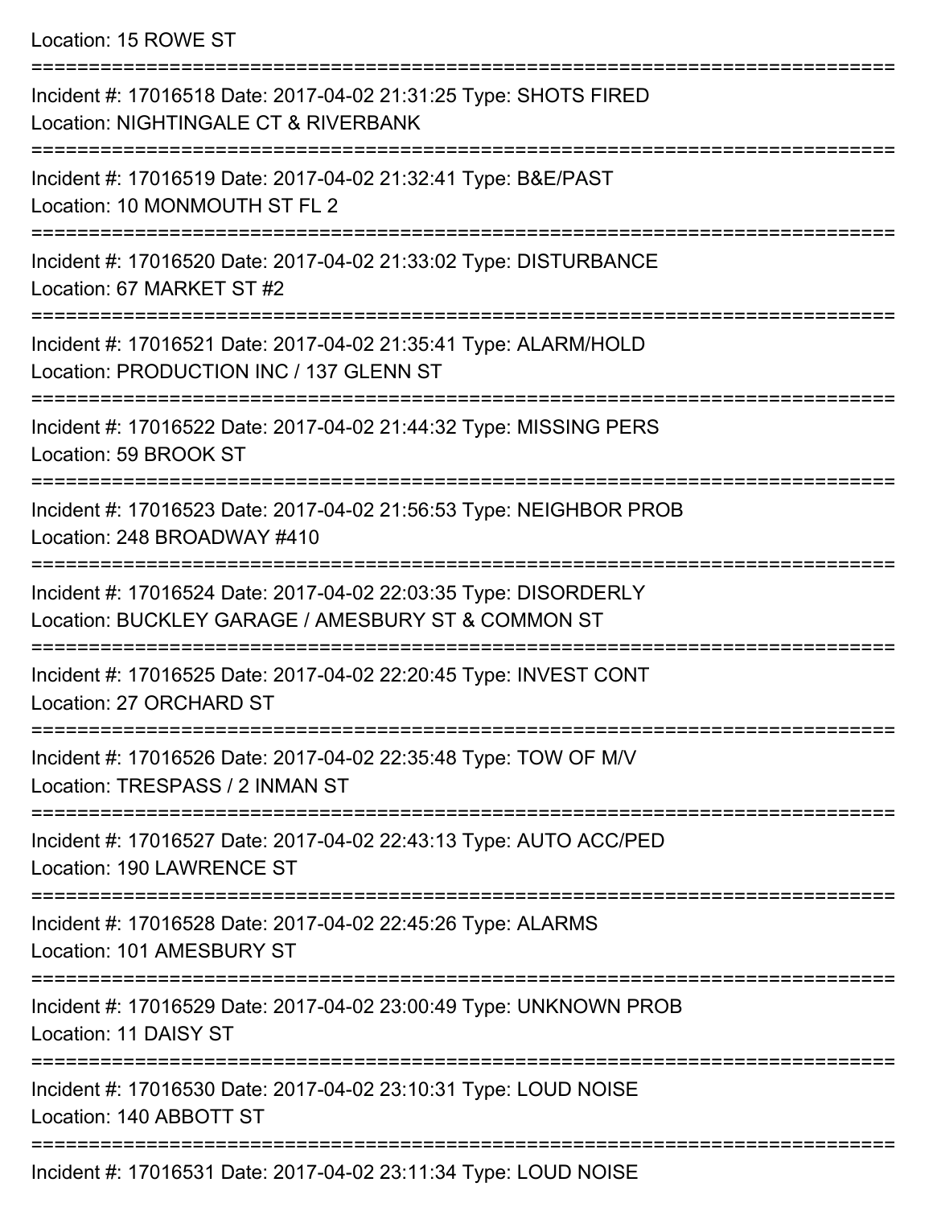Location: 15 ROWE ST

===========================================================================

Incident #: 17016518 Date: 2017-04-02 21:31:25 Type: SHOTS FIRED
Location: NIGHTINGALE CT & RIVERBANK

===========================================================================

Incident #: 17016519 Date: 2017-04-02 21:32:41 Type: B&E/PAST
Location: 10 MONMOUTH ST FL 2

===========================================================================

Incident #: 17016520 Date: 2017-04-02 21:33:02 Type: DISTURBANCE
Location: 67 MARKET ST #2

===========================================================================

Incident #: 17016521 Date: 2017-04-02 21:35:41 Type: ALARM/HOLD
Location: PRODUCTION INC / 137 GLENN ST

===========================================================================

Incident #: 17016522 Date: 2017-04-02 21:44:32 Type: MISSING PERS
Location: 59 BROOK ST

===========================================================================

Incident #: 17016523 Date: 2017-04-02 21:56:53 Type: NEIGHBOR PROB
Location: 248 BROADWAY #410

===========================================================================

Incident #: 17016524 Date: 2017-04-02 22:03:35 Type: DISORDERLY
Location: BUCKLEY GARAGE / AMESBURY ST & COMMON ST

===========================================================================

Incident #: 17016525 Date: 2017-04-02 22:20:45 Type: INVEST CONT
Location: 27 ORCHARD ST

===========================================================================

Incident #: 17016526 Date: 2017-04-02 22:35:48 Type: TOW OF M/V
Location: TRESPASS / 2 INMAN ST

===========================================================================

Incident #: 17016527 Date: 2017-04-02 22:43:13 Type: AUTO ACC/PED
Location: 190 LAWRENCE ST

===========================================================================

Incident #: 17016528 Date: 2017-04-02 22:45:26 Type: ALARMS
Location: 101 AMESBURY ST

===========================================================================

Incident #: 17016529 Date: 2017-04-02 23:00:49 Type: UNKNOWN PROB
Location: 11 DAISY ST

===========================================================================

Incident #: 17016530 Date: 2017-04-02 23:10:31 Type: LOUD NOISE
Location: 140 ABBOTT ST

===========================================================================

Incident #: 17016531 Date: 2017-04-02 23:11:34 Type: LOUD NOISE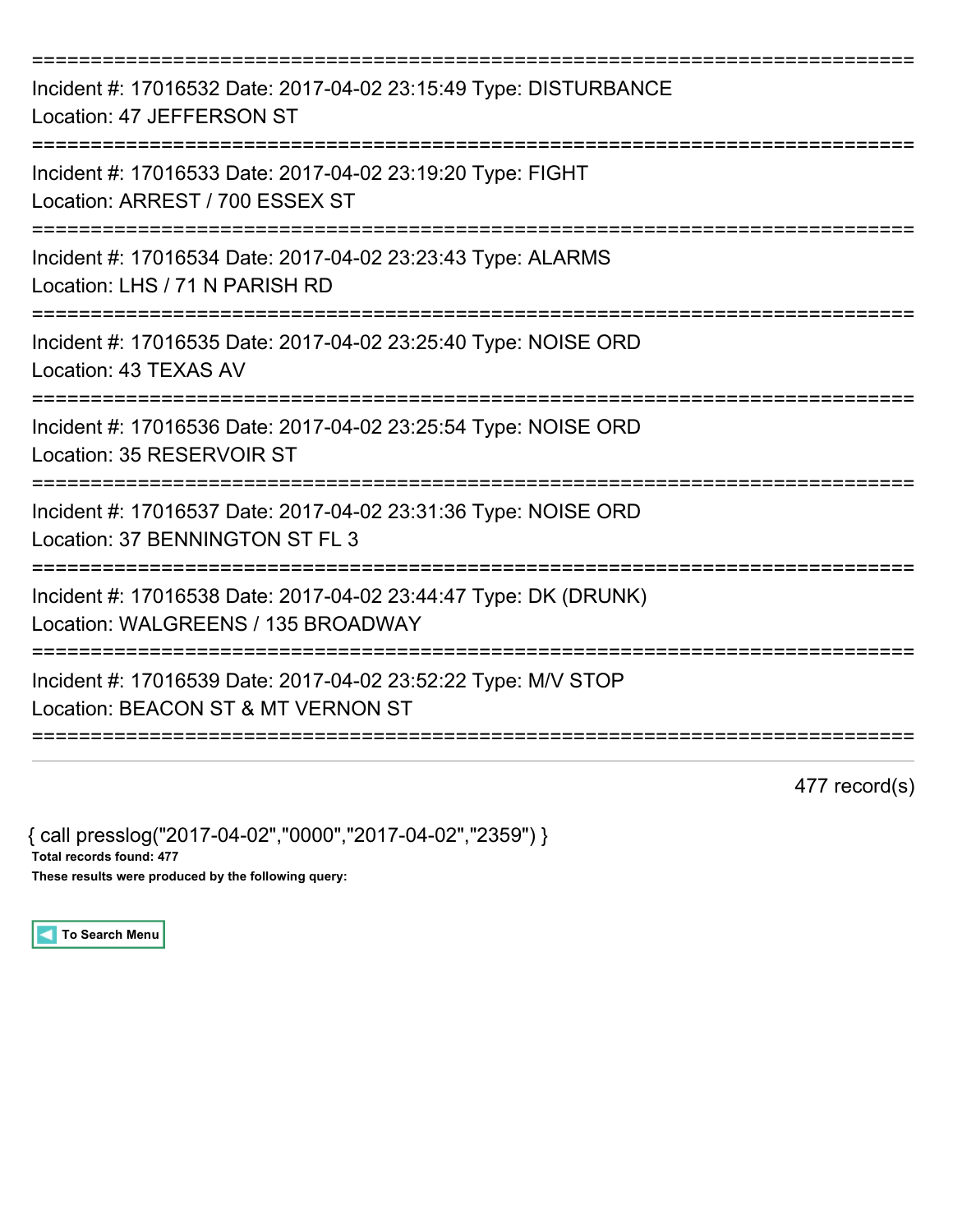Incident #: 17016532 Date: 2017-04-02 23:15:49 Type: DISTURBANCE
Location: 47 JEFFERSON ST

Incident #: 17016533 Date: 2017-04-02 23:19:20 Type: FIGHT
Location: ARREST / 700 ESSEX ST

Incident #: 17016534 Date: 2017-04-02 23:23:43 Type: ALARMS
Location: LHS / 71 N PARISH RD

Incident #: 17016535 Date: 2017-04-02 23:25:40 Type: NOISE ORD
Location: 43 TEXAS AV

Incident #: 17016536 Date: 2017-04-02 23:25:54 Type: NOISE ORD
Location: 35 RESERVOIR ST

Incident #: 17016537 Date: 2017-04-02 23:31:36 Type: NOISE ORD
Location: 37 BENNINGTON ST FL 3

Incident #: 17016538 Date: 2017-04-02 23:44:47 Type: DK (DRUNK)
Location: WALGREENS / 135 BROADWAY

Incident #: 17016539 Date: 2017-04-02 23:52:22 Type: M/V STOP
Location: BEACON ST & MT VERNON ST

477 record(s)

{ call presslog("2017-04-02","0000","2017-04-02","2359") }

**Total records found: 477**

**These results were produced by the following query:**

To Search Menu